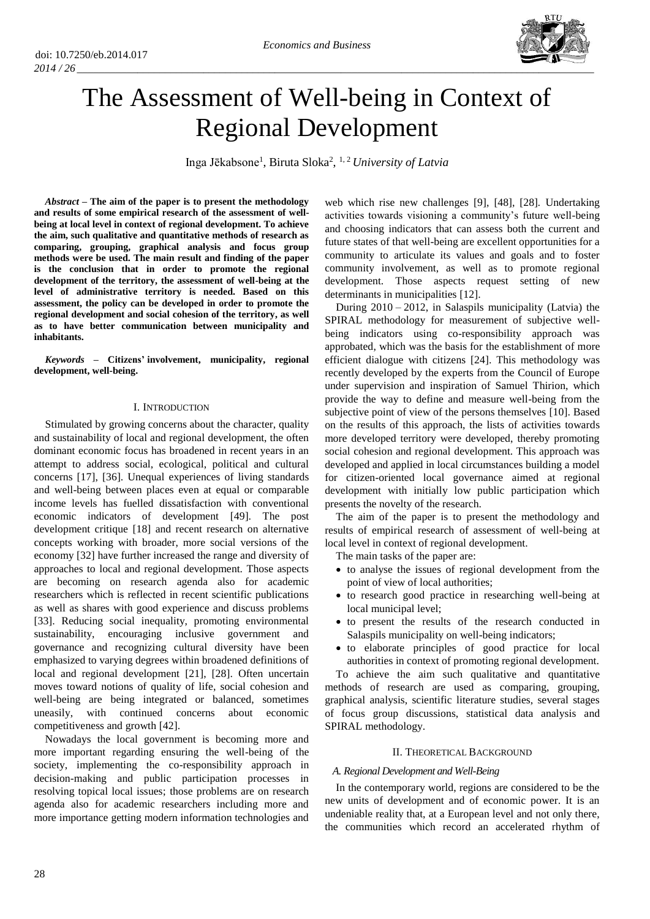# The Assessment of Well-being in Context of Regional Development

Inga Jēkabsone[1], Biruta Sloka[2], [1, 2] *University of Latvia*

***Abstract* – The aim of the paper is to present the methodology and results of some empirical research of the assessment of well-being at local level in context of regional development. To achieve the aim, such qualitative and quantitative methods of research as comparing, grouping, graphical analysis and focus group methods were be used. The main result and finding of the paper is the conclusion that in order to promote the regional development of the territory, the assessment of well-being at the level of administrative territory is needed. Based on this assessment, the policy can be developed in order to promote the regional development and social cohesion of the territory, as well as to have better communication between municipality and inhabitants.**

***Keywords* – Citizens' involvement, municipality, regional development, well-being.**

## I. Introduction

Stimulated by growing concerns about the character, quality and sustainability of local and regional development, the often dominant economic focus has broadened in recent years in an attempt to address social, ecological, political and cultural concerns [17], [36]. Unequal experiences of living standards and well-being between places even at equal or comparable income levels has fuelled dissatisfaction with conventional economic indicators of development [49]. The post development critique [18] and recent research on alternative concepts working with broader, more social versions of the economy [32] have further increased the range and diversity of approaches to local and regional development. Those aspects are becoming on research agenda also for academic researchers which is reflected in recent scientific publications as well as shares with good experience and discuss problems [33]. Reducing social inequality, promoting environmental sustainability, encouraging inclusive government and governance and recognizing cultural diversity have been emphasized to varying degrees within broadened definitions of local and regional development [21], [28]. Often uncertain moves toward notions of quality of life, social cohesion and well-being are being integrated or balanced, sometimes uneasily, with continued concerns about economic competitiveness and growth [42].

Nowadays the local government is becoming more and more important regarding ensuring the well-being of the society, implementing the co-responsibility approach in decision-making and public participation processes in resolving topical local issues; those problems are on research agenda also for academic researchers including more and more importance getting modern information technologies and web which rise new challenges [9], [48], [28]. Undertaking activities towards visioning a community's future well-being and choosing indicators that can assess both the current and future states of that well-being are excellent opportunities for a community to articulate its values and goals and to foster community involvement, as well as to promote regional development. Those aspects request setting of new determinants in municipalities [12].

During 2010 – 2012, in Salaspils municipality (Latvia) the SPIRAL methodology for measurement of subjective well-being indicators using co-responsibility approach was approbated, which was the basis for the establishment of more efficient dialogue with citizens [24]. This methodology was recently developed by the experts from the Council of Europe under supervision and inspiration of Samuel Thirion, which provide the way to define and measure well-being from the subjective point of view of the persons themselves [10]. Based on the results of this approach, the lists of activities towards more developed territory were developed, thereby promoting social cohesion and regional development. This approach was developed and applied in local circumstances building a model for citizen-oriented local governance aimed at regional development with initially low public participation which presents the novelty of the research.

The aim of the paper is to present the methodology and results of empirical research of assessment of well-being at local level in context of regional development.

The main tasks of the paper are:

- to analyse the issues of regional development from the point of view of local authorities;
- to research good practice in researching well-being at local municipal level;
- to present the results of the research conducted in Salaspils municipality on well-being indicators;
- to elaborate principles of good practice for local authorities in context of promoting regional development.

To achieve the aim such qualitative and quantitative methods of research are used as comparing, grouping, graphical analysis, scientific literature studies, several stages of focus group discussions, statistical data analysis and SPIRAL methodology.

## II. Theoretical Background

### *A. Regional Development and Well-Being*

In the contemporary world, regions are considered to be the new units of development and of economic power. It is an undeniable reality that, at a European level and not only there, the communities which record an accelerated rhythm of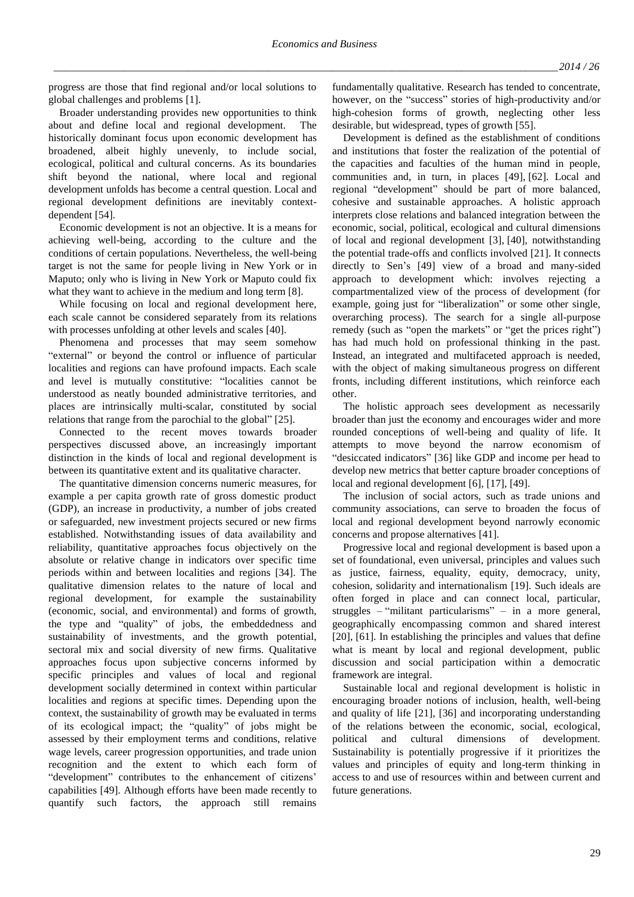progress are those that find regional and/or local solutions to global challenges and problems [1].

Broader understanding provides new opportunities to think about and define local and regional development. The historically dominant focus upon economic development has broadened, albeit highly unevenly, to include social, ecological, political and cultural concerns. As its boundaries shift beyond the national, where local and regional development unfolds has become a central question. Local and regional development definitions are inevitably context-dependent [54].

Economic development is not an objective. It is a means for achieving well-being, according to the culture and the conditions of certain populations. Nevertheless, the well-being target is not the same for people living in New York or in Maputo; only who is living in New York or Maputo could fix what they want to achieve in the medium and long term [8].

While focusing on local and regional development here, each scale cannot be considered separately from its relations with processes unfolding at other levels and scales [40].

Phenomena and processes that may seem somehow "external" or beyond the control or influence of particular localities and regions can have profound impacts. Each scale and level is mutually constitutive: "localities cannot be understood as neatly bounded administrative territories, and places are intrinsically multi-scalar, constituted by social relations that range from the parochial to the global" [25].

Connected to the recent moves towards broader perspectives discussed above, an increasingly important distinction in the kinds of local and regional development is between its quantitative extent and its qualitative character.

The quantitative dimension concerns numeric measures, for example a per capita growth rate of gross domestic product (GDP), an increase in productivity, a number of jobs created or safeguarded, new investment projects secured or new firms established. Notwithstanding issues of data availability and reliability, quantitative approaches focus objectively on the absolute or relative change in indicators over specific time periods within and between localities and regions [34]. The qualitative dimension relates to the nature of local and regional development, for example the sustainability (economic, social, and environmental) and forms of growth, the type and "quality" of jobs, the embeddedness and sustainability of investments, and the growth potential, sectoral mix and social diversity of new firms. Qualitative approaches focus upon subjective concerns informed by specific principles and values of local and regional development socially determined in context within particular localities and regions at specific times. Depending upon the context, the sustainability of growth may be evaluated in terms of its ecological impact; the "quality" of jobs might be assessed by their employment terms and conditions, relative wage levels, career progression opportunities, and trade union recognition and the extent to which each form of "development" contributes to the enhancement of citizens' capabilities [49]. Although efforts have been made recently to quantify such factors, the approach still remains fundamentally qualitative. Research has tended to concentrate, however, on the "success" stories of high-productivity and/or high-cohesion forms of growth, neglecting other less desirable, but widespread, types of growth [55].

Development is defined as the establishment of conditions and institutions that foster the realization of the potential of the capacities and faculties of the human mind in people, communities and, in turn, in places [49], [62]. Local and regional "development" should be part of more balanced, cohesive and sustainable approaches. A holistic approach interprets close relations and balanced integration between the economic, social, political, ecological and cultural dimensions of local and regional development [3], [40], notwithstanding the potential trade-offs and conflicts involved [21]. It connects directly to Sen's [49] view of a broad and many-sided approach to development which: involves rejecting a compartmentalized view of the process of development (for example, going just for "liberalization" or some other single, overarching process). The search for a single all-purpose remedy (such as "open the markets" or "get the prices right") has had much hold on professional thinking in the past. Instead, an integrated and multifaceted approach is needed, with the object of making simultaneous progress on different fronts, including different institutions, which reinforce each other.

The holistic approach sees development as necessarily broader than just the economy and encourages wider and more rounded conceptions of well-being and quality of life. It attempts to move beyond the narrow economism of "desiccated indicators" [36] like GDP and income per head to develop new metrics that better capture broader conceptions of local and regional development [6], [17], [49].

The inclusion of social actors, such as trade unions and community associations, can serve to broaden the focus of local and regional development beyond narrowly economic concerns and propose alternatives [41].

Progressive local and regional development is based upon a set of foundational, even universal, principles and values such as justice, fairness, equality, equity, democracy, unity, cohesion, solidarity and internationalism [19]. Such ideals are often forged in place and can connect local, particular, struggles – "militant particularisms" – in a more general, geographically encompassing common and shared interest [20], [61]. In establishing the principles and values that define what is meant by local and regional development, public discussion and social participation within a democratic framework are integral.

Sustainable local and regional development is holistic in encouraging broader notions of inclusion, health, well-being and quality of life [21], [36] and incorporating understanding of the relations between the economic, social, ecological, political and cultural dimensions of development. Sustainability is potentially progressive if it prioritizes the values and principles of equity and long-term thinking in access to and use of resources within and between current and future generations.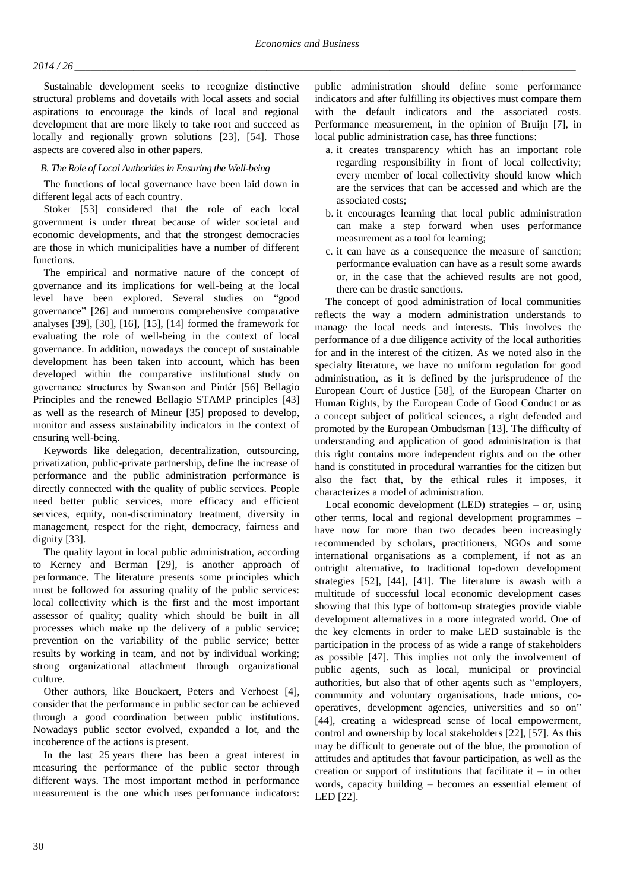Sustainable development seeks to recognize distinctive structural problems and dovetails with local assets and social aspirations to encourage the kinds of local and regional development that are more likely to take root and succeed as locally and regionally grown solutions [23], [54]. Those aspects are covered also in other papers.

### *B. The Role of Local Authorities in Ensuring the Well-being*

The functions of local governance have been laid down in different legal acts of each country.

Stoker [53] considered that the role of each local government is under threat because of wider societal and economic developments, and that the strongest democracies are those in which municipalities have a number of different functions.

The empirical and normative nature of the concept of governance and its implications for well-being at the local level have been explored. Several studies on "good governance" [26] and numerous comprehensive comparative analyses [39], [30], [16], [15], [14] formed the framework for evaluating the role of well-being in the context of local governance. In addition, nowadays the concept of sustainable development has been taken into account, which has been developed within the comparative institutional study on governance structures by Swanson and Pintér [56] Bellagio Principles and the renewed Bellagio STAMP principles [43] as well as the research of Mineur [35] proposed to develop, monitor and assess sustainability indicators in the context of ensuring well-being.

Keywords like delegation, decentralization, outsourcing, privatization, public-private partnership, define the increase of performance and the public administration performance is directly connected with the quality of public services. People need better public services, more efficacy and efficient services, equity, non-discriminatory treatment, diversity in management, respect for the right, democracy, fairness and dignity [33].

The quality layout in local public administration, according to Kerney and Berman [29], is another approach of performance. The literature presents some principles which must be followed for assuring quality of the public services: local collectivity which is the first and the most important assessor of quality; quality which should be built in all processes which make up the delivery of a public service; prevention on the variability of the public service; better results by working in team, and not by individual working; strong organizational attachment through organizational culture.

Other authors, like Bouckaert, Peters and Verhoest [4], consider that the performance in public sector can be achieved through a good coordination between public institutions. Nowadays public sector evolved, expanded a lot, and the incoherence of the actions is present.

In the last 25 years there has been a great interest in measuring the performance of the public sector through different ways. The most important method in performance measurement is the one which uses performance indicators: public administration should define some performance indicators and after fulfilling its objectives must compare them with the default indicators and the associated costs. Performance measurement, in the opinion of Bruijn [7], in local public administration case, has three functions:

a. it creates transparency which has an important role regarding responsibility in front of local collectivity; every member of local collectivity should know which are the services that can be accessed and which are the associated costs;
b. it encourages learning that local public administration can make a step forward when uses performance measurement as a tool for learning;
c. it can have as a consequence the measure of sanction; performance evaluation can have as a result some awards or, in the case that the achieved results are not good, there can be drastic sanctions.

The concept of good administration of local communities reflects the way a modern administration understands to manage the local needs and interests. This involves the performance of a due diligence activity of the local authorities for and in the interest of the citizen. As we noted also in the specialty literature, we have no uniform regulation for good administration, as it is defined by the jurisprudence of the European Court of Justice [58], of the European Charter on Human Rights, by the European Code of Good Conduct or as a concept subject of political sciences, a right defended and promoted by the European Ombudsman [13]. The difficulty of understanding and application of good administration is that this right contains more independent rights and on the other hand is constituted in procedural warranties for the citizen but also the fact that, by the ethical rules it imposes, it characterizes a model of administration.

Local economic development (LED) strategies – or, using other terms, local and regional development programmes – have now for more than two decades been increasingly recommended by scholars, practitioners, NGOs and some international organisations as a complement, if not as an outright alternative, to traditional top-down development strategies [52], [44], [41]. The literature is awash with a multitude of successful local economic development cases showing that this type of bottom-up strategies provide viable development alternatives in a more integrated world. One of the key elements in order to make LED sustainable is the participation in the process of as wide a range of stakeholders as possible [47]. This implies not only the involvement of public agents, such as local, municipal or provincial authorities, but also that of other agents such as "employers, community and voluntary organisations, trade unions, co-operatives, development agencies, universities and so on" [44], creating a widespread sense of local empowerment, control and ownership by local stakeholders [22], [57]. As this may be difficult to generate out of the blue, the promotion of attitudes and aptitudes that favour participation, as well as the creation or support of institutions that facilitate it – in other words, capacity building – becomes an essential element of LED [22].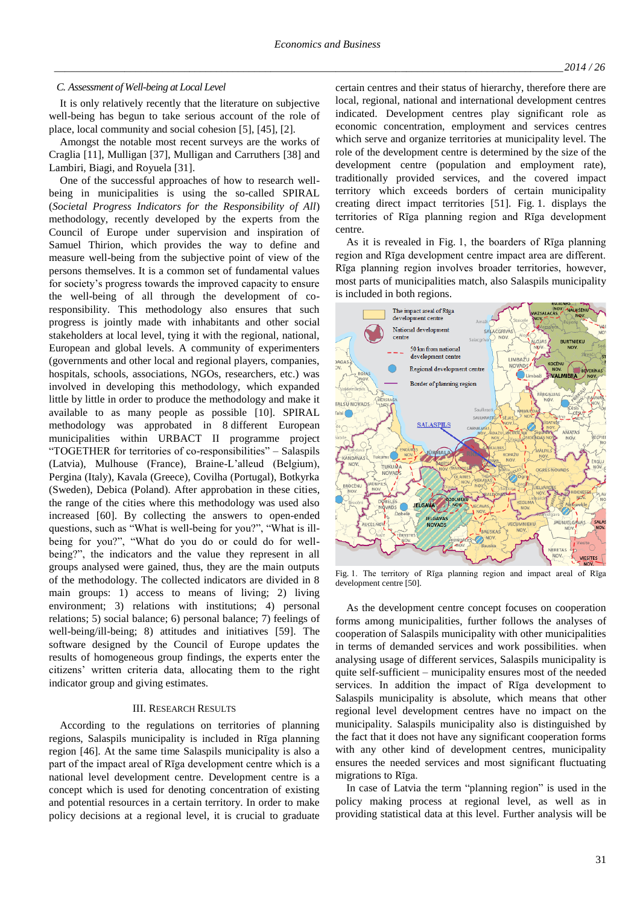### C. Assessment of Well-being at Local Level

It is only relatively recently that the literature on subjective well-being has begun to take serious account of the role of place, local community and social cohesion [5], [45], [2].

Amongst the notable most recent surveys are the works of Craglia [11], Mulligan [37], Mulligan and Carruthers [38] and Lambiri, Biagi, and Royuela [31].

One of the successful approaches of how to research well-being in municipalities is using the so-called SPIRAL (*Societal Progress Indicators for the Responsibility of All*) methodology, recently developed by the experts from the Council of Europe under supervision and inspiration of Samuel Thirion, which provides the way to define and measure well-being from the subjective point of view of the persons themselves. It is a common set of fundamental values for society's progress towards the improved capacity to ensure the well-being of all through the development of co-responsibility. This methodology also ensures that such progress is jointly made with inhabitants and other social stakeholders at local level, tying it with the regional, national, European and global levels. A community of experimenters (governments and other local and regional players, companies, hospitals, schools, associations, NGOs, researchers, etc.) was involved in developing this methodology, which expanded little by little in order to produce the methodology and make it available to as many people as possible [10]. SPIRAL methodology was approbated in 8 different European municipalities within URBACT II programme project "TOGETHER for territories of co-responsibilities" – Salaspils (Latvia), Mulhouse (France), Braine-L'alleud (Belgium), Pergina (Italy), Kavala (Greece), Covilha (Portugal), Botkyrka (Sweden), Debica (Poland). After approbation in these cities, the range of the cities where this methodology was used also increased [60]. By collecting the answers to open-ended questions, such as "What is well-being for you?", "What is ill-being for you?", "What do you do or could do for well-being?", the indicators and the value they represent in all groups analysed were gained, thus, they are the main outputs of the methodology. The collected indicators are divided in 8 main groups: 1) access to means of living; 2) living environment; 3) relations with institutions; 4) personal relations; 5) social balance; 6) personal balance; 7) feelings of well-being/ill-being; 8) attitudes and initiatives [59]. The software designed by the Council of Europe updates the results of homogeneous group findings, the experts enter the citizens' written criteria data, allocating them to the right indicator group and giving estimates.

## III. Research Results

According to the regulations on territories of planning regions, Salaspils municipality is included in Rīga planning region [46]. At the same time Salaspils municipality is also a part of the impact areal of Rīga development centre which is a national level development centre. Development centre is a concept which is used for denoting concentration of existing and potential resources in a certain territory. In order to make policy decisions at a regional level, it is crucial to graduate certain centres and their status of hierarchy, therefore there are local, regional, national and international development centres indicated. Development centres play significant role as economic concentration, employment and services centres which serve and organize territories at municipality level. The role of the development centre is determined by the size of the development centre (population and employment rate), traditionally provided services, and the covered impact territory which exceeds borders of certain municipality creating direct impact territories [51]. Fig. 1. displays the territories of Rīga planning region and Rīga development centre.

As it is revealed in Fig. 1, the boarders of Rīga planning region and Rīga development centre impact area are different. Rīga planning region involves broader territories, however, most parts of municipalities match, also Salaspils municipality is included in both regions.

Fig. 1. The territory of Rīga planning region and impact areal of Rīga development centre [50].

As the development centre concept focuses on cooperation forms among municipalities, further follows the analyses of cooperation of Salaspils municipality with other municipalities in terms of demanded services and work possibilities. when analysing usage of different services, Salaspils municipality is quite self-sufficient – municipality ensures most of the needed services. In addition the impact of Rīga development to Salaspils municipality is absolute, which means that other regional level development centres have no impact on the municipality. Salaspils municipality also is distinguished by the fact that it does not have any significant cooperation forms with any other kind of development centres, municipality ensures the needed services and most significant fluctuating migrations to Rīga.

In case of Latvia the term "planning region" is used in the policy making process at regional level, as well as in providing statistical data at this level. Further analysis will be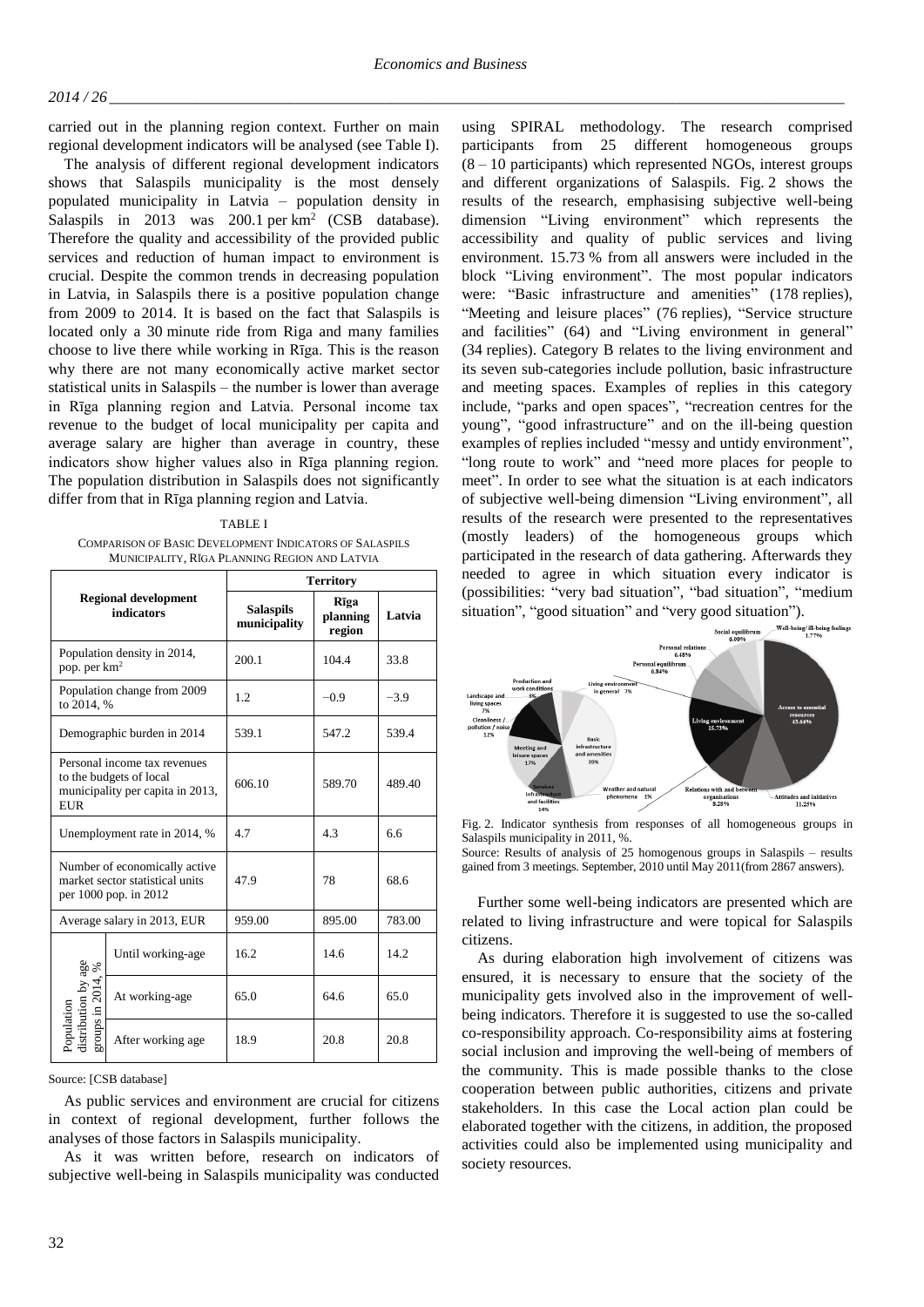carried out in the planning region context. Further on main regional development indicators will be analysed (see Table I).

The analysis of different regional development indicators shows that Salaspils municipality is the most densely populated municipality in Latvia – population density in Salaspils in 2013 was 200.1 per km$^2$ (CSB database). Therefore the quality and accessibility of the provided public services and reduction of human impact to environment is crucial. Despite the common trends in decreasing population in Latvia, in Salaspils there is a positive population change from 2009 to 2014. It is based on the fact that Salaspils is located only a 30 minute ride from Riga and many families choose to live there while working in Rīga. This is the reason why there are not many economically active market sector statistical units in Salaspils – the number is lower than average in Rīga planning region and Latvia. Personal income tax revenue to the budget of local municipality per capita and average salary are higher than average in country, these indicators show higher values also in Rīga planning region. The population distribution in Salaspils does not significantly differ from that in Rīga planning region and Latvia.

TABLE I
COMPARISON OF BASIC DEVELOPMENT INDICATORS OF SALASPILS MUNICIPALITY, RĪGA PLANNING REGION AND LATVIA

| Regional development indicators | | Territory | | |
|---|---|---|---|---|
| | | Salaspils municipality | Rīga planning region | Latvia |
| Population density in 2014, pop. per km$^2$ | | 200.1 | 104.4 | 33.8 |
| Population change from 2009 to 2014, % | | 1.2 | −0.9 | −3.9 |
| Demographic burden in 2014 | | 539.1 | 547.2 | 539.4 |
| Personal income tax revenues to the budgets of local municipality per capita in 2013, EUR | | 606.10 | 589.70 | 489.40 |
| Unemployment rate in 2014, % | | 4.7 | 4.3 | 6.6 |
| Number of economically active market sector statistical units per 1000 pop. in 2012 | | 47.9 | 78 | 68.6 |
| Average salary in 2013, EUR | | 959.00 | 895.00 | 783.00 |
| Population distribution by age groups in 2014, % | Until working-age | 16.2 | 14.6 | 14.2 |
| | At working-age | 65.0 | 64.6 | 65.0 |
| | After working age | 18.9 | 20.8 | 20.8 |

Source: [CSB database]

As public services and environment are crucial for citizens in context of regional development, further follows the analyses of those factors in Salaspils municipality.

As it was written before, research on indicators of subjective well-being in Salaspils municipality was conducted using SPIRAL methodology. The research comprised participants from 25 different homogeneous groups (8 – 10 participants) which represented NGOs, interest groups and different organizations of Salaspils. Fig. 2 shows the results of the research, emphasising subjective well-being dimension "Living environment" which represents the accessibility and quality of public services and living environment. 15.73 % from all answers were included in the block "Living environment". The most popular indicators were: "Basic infrastructure and amenities" (178 replies), "Meeting and leisure places" (76 replies), "Service structure and facilities" (64) and "Living environment in general" (34 replies). Category B relates to the living environment and its seven sub-categories include pollution, basic infrastructure and meeting spaces. Examples of replies in this category include, "parks and open spaces", "recreation centres for the young", "good infrastructure" and on the ill-being question examples of replies included "messy and untidy environment", "long route to work" and "need more places for people to meet". In order to see what the situation is at each indicators of subjective well-being dimension "Living environment", all results of the research were presented to the representatives (mostly leaders) of the homogeneous groups which participated in the research of data gathering. Afterwards they needed to agree in which situation every indicator is (possibilities: "very bad situation", "bad situation", "medium situation", "good situation" and "very good situation").

Fig. 2. Indicator synthesis from responses of all homogeneous groups in Salaspils municipality in 2011, %.

Source: Results of analysis of 25 homogenous groups in Salaspils – results gained from 3 meetings. September, 2010 until May 2011(from 2867 answers).

Further some well-being indicators are presented which are related to living infrastructure and were topical for Salaspils citizens.

As during elaboration high involvement of citizens was ensured, it is necessary to ensure that the society of the municipality gets involved also in the improvement of well-being indicators. Therefore it is suggested to use the so-called co-responsibility approach. Co-responsibility aims at fostering social inclusion and improving the well-being of members of the community. This is made possible thanks to the close cooperation between public authorities, citizens and private stakeholders. In this case the Local action plan could be elaborated together with the citizens, in addition, the proposed activities could also be implemented using municipality and society resources.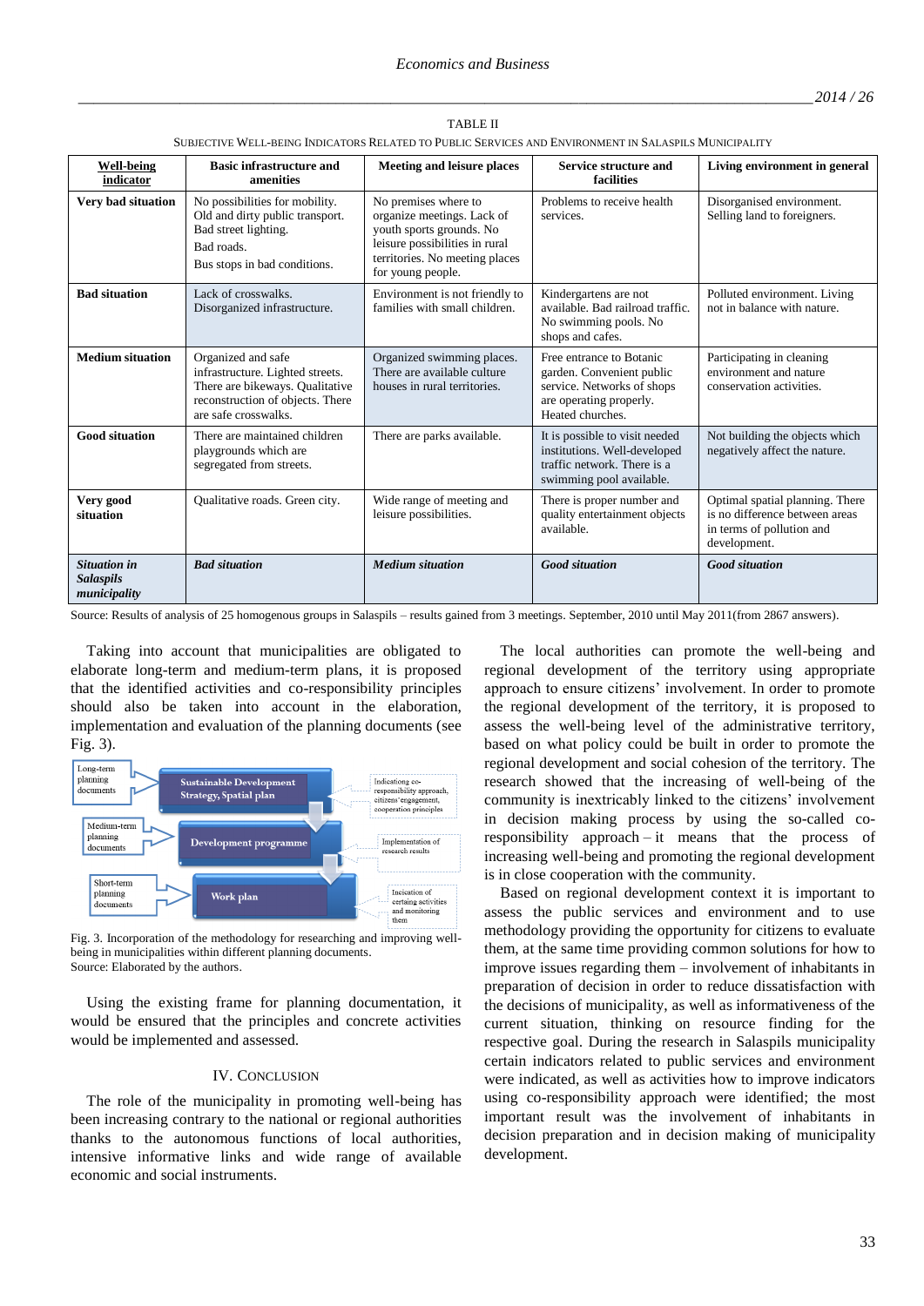TABLE II

SUBJECTIVE WELL-BEING INDICATORS RELATED TO PUBLIC SERVICES AND ENVIRONMENT IN SALASPILS MUNICIPALITY

| Well-being indicator | Basic infrastructure and amenities | Meeting and leisure places | Service structure and facilities | Living environment in general |
|---|---|---|---|---|
| **Very bad situation** | No possibilities for mobility. Old and dirty public transport. Bad street lighting. Bad roads. Bus stops in bad conditions. | No premises where to organize meetings. Lack of youth sports grounds. No leisure possibilities in rural territories. No meeting places for young people. | Problems to receive health services. | Disorganised environment. Selling land to foreigners. |
| **Bad situation** | Lack of crosswalks. Disorganized infrastructure. | Environment is not friendly to families with small children. | Kindergartens are not available. Bad railroad traffic. No swimming pools. No shops and cafes. | Polluted environment. Living not in balance with nature. |
| **Medium situation** | Organized and safe infrastructure. Lighted streets. There are bikeways. Qualitative reconstruction of objects. There are safe crosswalks. | Organized swimming places. There are available culture houses in rural territories. | Free entrance to Botanic garden. Convenient public service. Networks of shops are operating properly. Heated churches. | Participating in cleaning environment and nature conservation activities. |
| **Good situation** | There are maintained children playgrounds which are segregated from streets. | There are parks available. | It is possible to visit needed institutions. Well-developed traffic network. There is a swimming pool available. | Not building the objects which negatively affect the nature. |
| **Very good situation** | Qualitative roads. Green city. | Wide range of meeting and leisure possibilities. | There is proper number and quality entertainment objects available. | Optimal spatial planning. There is no difference between areas in terms of pollution and development. |
| ***Situation in Salaspils municipality*** | ***Bad situation*** | ***Medium situation*** | ***Good situation*** | ***Good situation*** |

Source: Results of analysis of 25 homogenous groups in Salaspils – results gained from 3 meetings. September, 2010 until May 2011(from 2867 answers).

Taking into account that municipalities are obligated to elaborate long-term and medium-term plans, it is proposed that the identified activities and co-responsibility principles should also be taken into account in the elaboration, implementation and evaluation of the planning documents (see Fig. 3).

Fig. 3. Incorporation of the methodology for researching and improving well-being in municipalities within different planning documents.
Source: Elaborated by the authors.

Using the existing frame for planning documentation, it would be ensured that the principles and concrete activities would be implemented and assessed.

## IV. CONCLUSION

The role of the municipality in promoting well-being has been increasing contrary to the national or regional authorities thanks to the autonomous functions of local authorities, intensive informative links and wide range of available economic and social instruments.

The local authorities can promote the well-being and regional development of the territory using appropriate approach to ensure citizens' involvement. In order to promote the regional development of the territory, it is proposed to assess the well-being level of the administrative territory, based on what policy could be built in order to promote the regional development and social cohesion of the territory. The research showed that the increasing of well-being of the community is inextricably linked to the citizens' involvement in decision making process by using the so-called co-responsibility approach – it means that the process of increasing well-being and promoting the regional development is in close cooperation with the community.

Based on regional development context it is important to assess the public services and environment and to use methodology providing the opportunity for citizens to evaluate them, at the same time providing common solutions for how to improve issues regarding them – involvement of inhabitants in preparation of decision in order to reduce dissatisfaction with the decisions of municipality, as well as informativeness of the current situation, thinking on resource finding for the respective goal. During the research in Salaspils municipality certain indicators related to public services and environment were indicated, as well as activities how to improve indicators using co-responsibility approach were identified; the most important result was the involvement of inhabitants in decision preparation and in decision making of municipality development.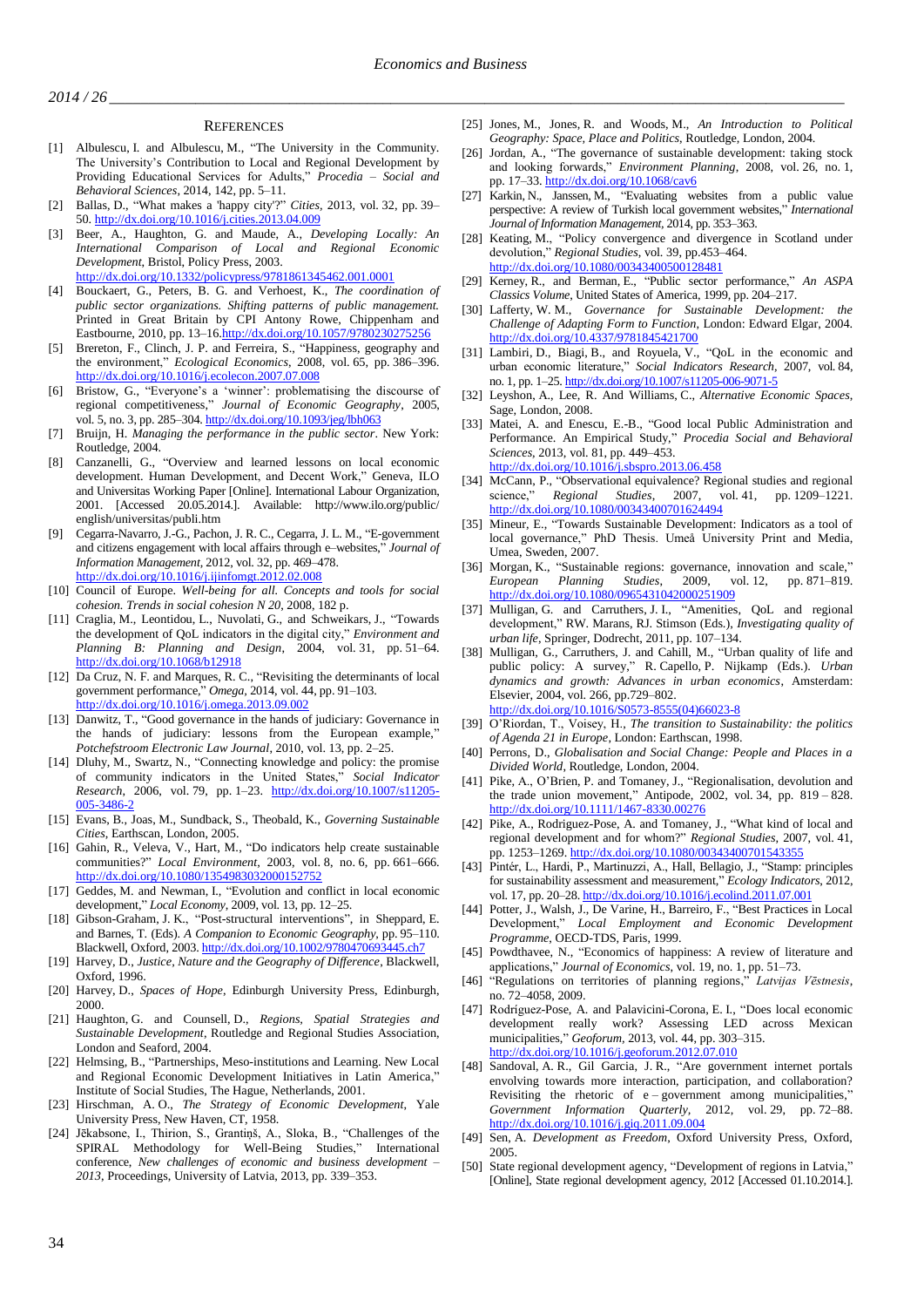## REFERENCES

[1] Albulescu, I. and Albulescu, M., "The University in the Community. The University's Contribution to Local and Regional Development by Providing Educational Services for Adults," *Procedia – Social and Behavioral Sciences*, 2014, 142, pp. 5–11.

[2] Ballas, D., "What makes a 'happy city'?" *Cities*, 2013, vol. 32, pp. 39–50. http://dx.doi.org/10.1016/j.cities.2013.04.009

[3] Beer, A., Haughton, G. and Maude, A., *Developing Locally: An International Comparison of Local and Regional Economic Development*, Bristol, Policy Press, 2003. http://dx.doi.org/10.1332/policypress/9781861345462.001.0001

[4] Bouckaert, G., Peters, B. G. and Verhoest, K., *The coordination of public sector organizations. Shifting patterns of public management.* Printed in Great Britain by CPI Antony Rowe, Chippenham and Eastbourne, 2010, pp. 13–16. http://dx.doi.org/10.1057/9780230275256

[5] Brereton, F., Clinch, J. P. and Ferreira, S., "Happiness, geography and the environment," *Ecological Economics*, 2008, vol. 65, pp. 386–396. http://dx.doi.org/10.1016/j.ecolecon.2007.07.008

[6] Bristow, G., "Everyone's a 'winner': problematising the discourse of regional competitiveness," *Journal of Economic Geography*, 2005, vol. 5, no. 3, pp. 285–304. http://dx.doi.org/10.1093/jeg/lbh063

[7] Bruijn, H. *Managing the performance in the public sector*. New York: Routledge, 2004.

[8] Canzanelli, G., "Overview and learned lessons on local economic development. Human Development, and Decent Work," Geneva, ILO and Universitas Working Paper [Online]. International Labour Organization, 2001. [Accessed 20.05.2014.]. Available: http://www.ilo.org/public/english/universitas/publi.htm

[9] Cegarra-Navarro, J.-G., Pachon, J. R. C., Cegarra, J. L. M., "E-government and citizens engagement with local affairs through e–websites," *Journal of Information Management*, 2012, vol. 32, pp. 469–478. http://dx.doi.org/10.1016/j.ijinfomgt.2012.02.008

[10] Council of Europe. *Well-being for all. Concepts and tools for social cohesion. Trends in social cohesion N 20*, 2008, 182 p.

[11] Craglia, M., Leontidou, L., Nuvolati, G., and Schweikarts, J., "Towards the development of QoL indicators in the digital city," *Environment and Planning B: Planning and Design*, 2004, vol. 31, pp. 51–64. http://dx.doi.org/10.1068/b12918

[12] Da Cruz, N. F. and Marques, R. C., "Revisiting the determinants of local government performance," *Omega*, 2014, vol. 44, pp. 91–103. http://dx.doi.org/10.1016/j.omega.2013.09.002

[13] Danwitz, T., "Good governance in the hands of judiciary: Governance in the hands of judiciary: lessons from the European example," *Potchefstroom Electronic Law Journal*, 2010, vol. 13, pp. 2–25.

[14] Dluhy, M., Swartz, N., "Connecting knowledge and policy: the promise of community indicators in the United States," *Social Indicator Research*, 2006, vol. 79, pp. 1–23. http://dx.doi.org/10.1007/s11205-005-3486-2

[15] Evans, B., Joas, M., Sundback, S., Theobald, K., *Governing Sustainable Cities*, Earthscan, London, 2005.

[16] Gahin, R., Veleva, V., Hart, M., "Do indicators help create sustainable communities?" *Local Environment*, 2003, vol. 8, no. 6, pp. 661–666. http://dx.doi.org/10.1080/1354983032000152752

[17] Geddes, M. and Newman, I., "Evolution and conflict in local economic development," *Local Economy*, 2009, vol. 13, pp. 12–25.

[18] Gibson-Graham, J. K., "Post-structural interventions", in Sheppard, E. and Barnes, T. (Eds). *A Companion to Economic Geography*, pp. 95–110. Blackwell, Oxford, 2003. http://dx.doi.org/10.1002/9780470693445.ch7

[19] Harvey, D., *Justice, Nature and the Geography of Difference*, Blackwell, Oxford, 1996.

[20] Harvey, D., *Spaces of Hope*, Edinburgh University Press, Edinburgh, 2000.

[21] Haughton, G. and Counsell, D., *Regions, Spatial Strategies and Sustainable Development*, Routledge and Regional Studies Association, London and Seaford, 2004.

[22] Helmsing, B., "Partnerships, Meso-institutions and Learning. New Local and Regional Economic Development Initiatives in Latin America," Institute of Social Studies, The Hague, Netherlands, 2001.

[23] Hirschman, A. O., *The Strategy of Economic Development*, Yale University Press, New Haven, CT, 1958.

[24] Jēkabsone, I., Thirion, S., Grantiņš, A., Sloka, B., "Challenges of the SPIRAL Methodology for Well-Being Studies," International conference, *New challenges of economic and business development – 2013*, Proceedings, University of Latvia, 2013, pp. 339–353.

[25] Jones, M., Jones, R. and Woods, M., *An Introduction to Political Geography: Space, Place and Politics*, Routledge, London, 2004.

[26] Jordan, A., "The governance of sustainable development: taking stock and looking forwards," *Environment Planning*, 2008, vol. 26, no. 1, pp. 17–33. http://dx.doi.org/10.1068/cav6

[27] Karkin, N., Janssen, M., "Evaluating websites from a public value perspective: A review of Turkish local government websites," *International Journal of Information Management*, 2014, pp. 353–363.

[28] Keating, M., "Policy convergence and divergence in Scotland under devolution," *Regional Studies*, vol. 39, pp.453–464. http://dx.doi.org/10.1080/00343400500128481

[29] Kerney, R., and Berman, E., "Public sector performance," *An ASPA Classics Volume*, United States of America, 1999, pp. 204–217.

[30] Lafferty, W. M., *Governance for Sustainable Development: the Challenge of Adapting Form to Function*, London: Edward Elgar, 2004. http://dx.doi.org/10.4337/9781845421700

[31] Lambiri, D., Biagi, B., and Royuela, V., "QoL in the economic and urban economic literature," *Social Indicators Research*, 2007, vol. 84, no. 1, pp. 1–25. http://dx.doi.org/10.1007/s11205-006-9071-5

[32] Leyshon, A., Lee, R. And Williams, C., *Alternative Economic Spaces*, Sage, London, 2008.

[33] Matei, A. and Enescu, E.-B., "Good local Public Administration and Performance. An Empirical Study," *Procedia Social and Behavioral Sciences*, 2013, vol. 81, pp. 449–453. http://dx.doi.org/10.1016/j.sbspro.2013.06.458

[34] McCann, P., "Observational equivalence? Regional studies and regional science," *Regional Studies*, 2007, vol. 41, pp. 1209–1221. http://dx.doi.org/10.1080/00343400701624494

[35] Mineur, E., "Towards Sustainable Development: Indicators as a tool of local governance," PhD Thesis. Umeå University Print and Media, Umea, Sweden, 2007.

[36] Morgan, K., "Sustainable regions: governance, innovation and scale," *European Planning Studies*, 2009, vol. 12, pp. 871–819. http://dx.doi.org/10.1080/0965431042000251909

[37] Mulligan, G. and Carruthers, J. I., "Amenities, QoL and regional development," RW. Marans, RJ. Stimson (Eds.), *Investigating quality of urban life*, Springer, Dodrecht, 2011, pp. 107–134.

[38] Mulligan, G., Carruthers, J. and Cahill, M., "Urban quality of life and public policy: A survey," R. Capello, P. Nijkamp (Eds.). *Urban dynamics and growth: Advances in urban economics*, Amsterdam: Elsevier, 2004, vol. 266, pp.729–802. http://dx.doi.org/10.1016/S0573-8555(04)66023-8

[39] O'Riordan, T., Voisey, H., *The transition to Sustainability: the politics of Agenda 21 in Europe*, London: Earthscan, 1998.

[40] Perrons, D., *Globalisation and Social Change: People and Places in a Divided World*, Routledge, London, 2004.

[41] Pike, A., O'Brien, P. and Tomaney, J., "Regionalisation, devolution and the trade union movement," Antipode, 2002, vol. 34, pp. 819 – 828. http://dx.doi.org/10.1111/1467-8330.00276

[42] Pike, A., Rodriguez-Pose, A. and Tomaney, J., "What kind of local and regional development and for whom?" *Regional Studies*, 2007, vol. 41, pp. 1253–1269. http://dx.doi.org/10.1080/00343400701543355

[43] Pintér, L., Hardi, P., Martinuzzi, A., Hall, Bellagio, J., "Stamp: principles for sustainability assessment and measurement," *Ecology Indicators*, 2012, vol. 17, pp. 20–28. http://dx.doi.org/10.1016/j.ecolind.2011.07.001

[44] Potter, J., Walsh, J., De Varine, H., Barreiro, F., "Best Practices in Local Development," *Local Employment and Economic Development Programme*, OECD-TDS, Paris, 1999.

[45] Powdthavee, N., "Economics of happiness: A review of literature and applications," *Journal of Economics*, vol. 19, no. 1, pp. 51–73.

[46] "Regulations on territories of planning regions," *Latvijas Vēstnesis*, no. 72–4058, 2009.

[47] Rodríguez-Pose, A. and Palavicini-Corona, E. I., "Does local economic development really work? Assessing LED across Mexican municipalities," *Geoforum*, 2013, vol. 44, pp. 303–315. http://dx.doi.org/10.1016/j.geoforum.2012.07.010

[48] Sandoval, A. R., Gil Garcia, J. R., "Are government internet portals envolving towards more interaction, participation, and collaboration? Revisiting the rhetoric of e – government among municipalities," *Government Information Quarterly*, 2012, vol. 29, pp. 72–88. http://dx.doi.org/10.1016/j.giq.2011.09.004

[49] Sen, A. *Development as Freedom*, Oxford University Press, Oxford, 2005.

[50] State regional development agency, "Development of regions in Latvia," [Online], State regional development agency, 2012 [Accessed 01.10.2014.].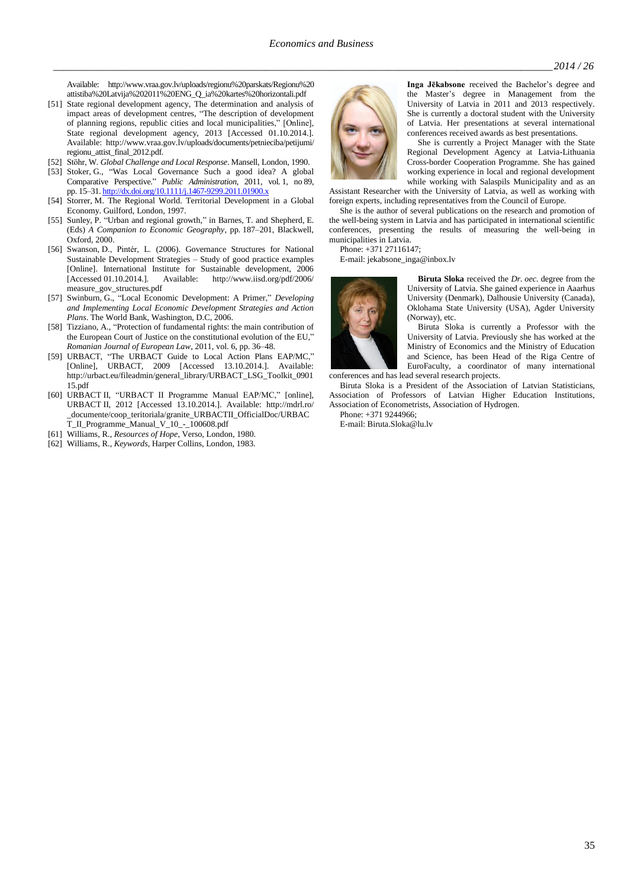Available: http://www.vraa.gov.lv/uploads/regionu%20parskats/Regionu%20attistiba%20Latvija%202011%20ENG_Q_ia%20kartes%20horizontali.pdf

[51] State regional development agency, The determination and analysis of impact areas of development centres, "The description of development of planning regions, republic cities and local municipalities," [Online], State regional development agency, 2013 [Accessed 01.10.2014.]. Available: http://www.vraa.gov.lv/uploads/documents/petnieciba/petijumi/regionu_attist_final_2012.pdf.

[52] Stöhr, W. *Global Challenge and Local Response*. Mansell, London, 1990.

[53] Stoker, G., "Was Local Governance Such a good idea? A global Comparative Perspective." *Public Administration*, 2011, vol. 1, no 89, pp. 15–31. http://dx.doi.org/10.1111/j.1467-9299.2011.01900.x

[54] Storrer, M. The Regional World. Territorial Development in a Global Economy. Guilford, London, 1997.

[55] Sunley, P. "Urban and regional growth," in Barnes, T. and Shepherd, E. (Eds) *A Companion to Economic Geography*, pp. 187–201, Blackwell, Oxford, 2000.

[56] Swanson, D., Pintér, L. (2006). Governance Structures for National Sustainable Development Strategies – Study of good practice examples [Online]. International Institute for Sustainable development, 2006 [Accessed 01.10.2014.]. Available: http://www.iisd.org/pdf/2006/measure_gov_structures.pdf

[57] Swinburn, G., "Local Economic Development: A Primer," *Developing and Implementing Local Economic Development Strategies and Action Plans*. The World Bank, Washington, D.C, 2006.

[58] Tizziano, A., "Protection of fundamental rights: the main contribution of the European Court of Justice on the constitutional evolution of the EU," *Romanian Journal of European Law*, 2011, vol. 6, pp. 36–48.

[59] URBACT, "The URBACT Guide to Local Action Plans EAP/MC," [Online], URBACT, 2009 [Accessed 13.10.2014.]. Available: http://urbact.eu/fileadmin/general_library/URBACT_LSG_Toolkit_090115.pdf

[60] URBACT II, "URBACT II Programme Manual EAP/MC," [online], URBACT II, 2012 [Accessed 13.10.2014.]. Available: http://mdrl.ro/_documente/coop_teritoriala/granite_URBACTII_OfficialDoc/URBACT_II_Programme_Manual_V_10_-_100608.pdf

[61] Williams, R., *Resources of Hope*, Verso, London, 1980.

[62] Williams, R., *Keywords*, Harper Collins, London, 1983.

**Inga Jēkabsone** received the Bachelor's degree and the Master's degree in Management from the University of Latvia in 2011 and 2013 respectively. She is currently a doctoral student with the University of Latvia. Her presentations at several international conferences received awards as best presentations.

She is currently a Project Manager with the State Regional Development Agency at Latvia-Lithuania Cross-border Cooperation Programme. She has gained working experience in local and regional development while working with Salaspils Municipality and as an Assistant Researcher with the University of Latvia, as well as working with foreign experts, including representatives from the Council of Europe.

She is the author of several publications on the research and promotion of the well-being system in Latvia and has participated in international scientific conferences, presenting the results of measuring the well-being in municipalities in Latvia.

Phone: +371 27116147;

E-mail: jekabsone_inga@inbox.lv

**Biruta Sloka** received the *Dr. oec.* degree from the University of Latvia. She gained experience in Aarhus University (Denmark), Dalhousie University (Canada), Oklohama State University (USA), Agder University (Norway), etc.

Biruta Sloka is currently a Professor with the University of Latvia. Previously she has worked at the Ministry of Economics and the Ministry of Education and Science, has been Head of the Riga Centre of EuroFaculty, a coordinator of many international conferences and has lead several research projects.

Biruta Sloka is a President of the Association of Latvian Statisticians, Association of Professors of Latvian Higher Education Institutions, Association of Econometrists, Association of Hydrogen.

Phone: +371 9244966;

E-mail: Biruta.Sloka@lu.lv